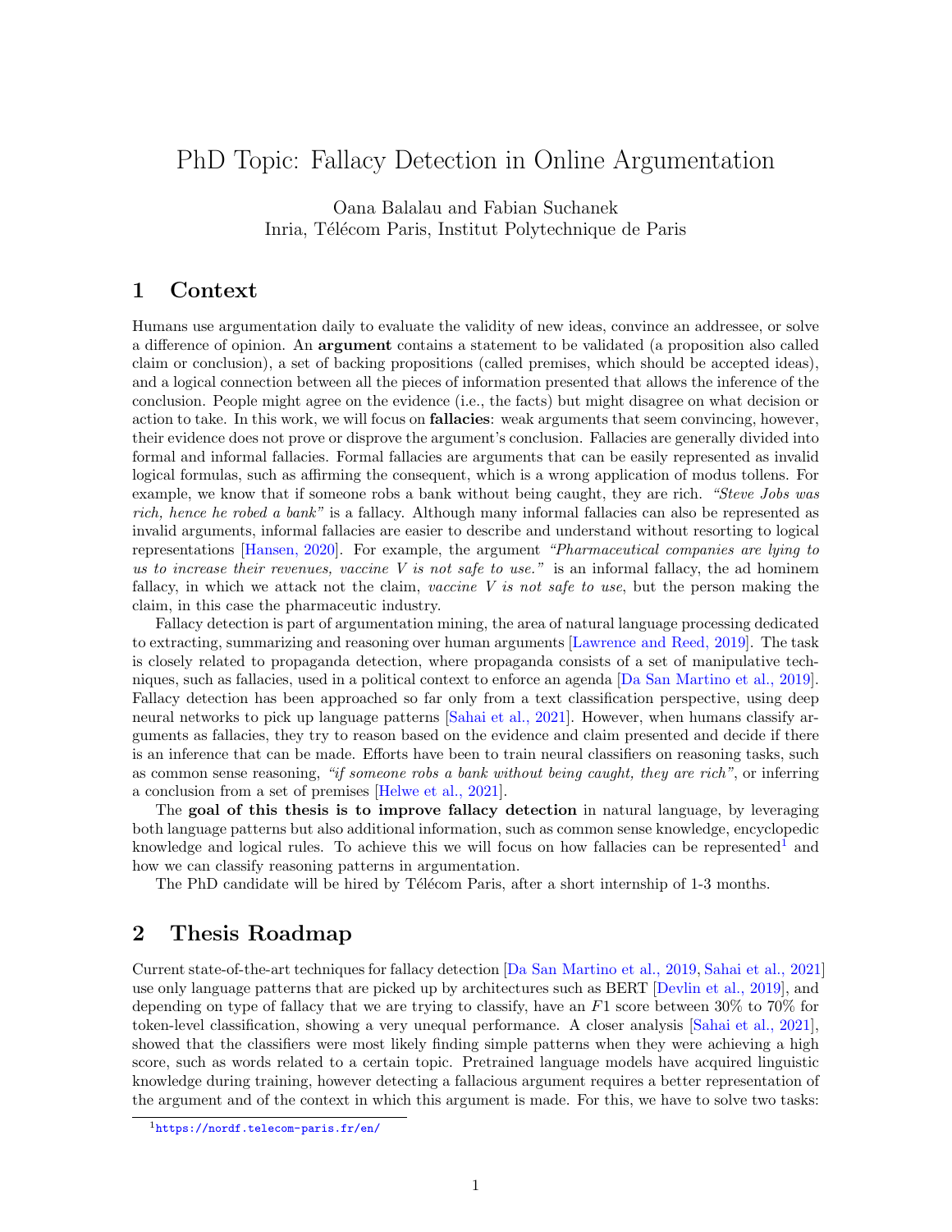# PhD Topic: Fallacy Detection in Online Argumentation

Oana Balalau and Fabian Suchanek
Inria, Télécom Paris, Institut Polytechnique de Paris

## 1 Context

Humans use argumentation daily to evaluate the validity of new ideas, convince an addressee, or solve a difference of opinion. An **argument** contains a statement to be validated (a proposition also called claim or conclusion), a set of backing propositions (called premises, which should be accepted ideas), and a logical connection between all the pieces of information presented that allows the inference of the conclusion. People might agree on the evidence (i.e., the facts) but might disagree on what decision or action to take. In this work, we will focus on **fallacies**: weak arguments that seem convincing, however, their evidence does not prove or disprove the argument's conclusion. Fallacies are generally divided into formal and informal fallacies. Formal fallacies are arguments that can be easily represented as invalid logical formulas, such as affirming the consequent, which is a wrong application of modus tollens. For example, we know that if someone robs a bank without being caught, they are rich. *"Steve Jobs was rich, hence he robed a bank"* is a fallacy. Although many informal fallacies can also be represented as invalid arguments, informal fallacies are easier to describe and understand without resorting to logical representations [Hansen, 2020]. For example, the argument *"Pharmaceutical companies are lying to us to increase their revenues, vaccine V is not safe to use."* is an informal fallacy, the ad hominem fallacy, in which we attack not the claim, *vaccine V is not safe to use*, but the person making the claim, in this case the pharmaceutic industry.

Fallacy detection is part of argumentation mining, the area of natural language processing dedicated to extracting, summarizing and reasoning over human arguments [Lawrence and Reed, 2019]. The task is closely related to propaganda detection, where propaganda consists of a set of manipulative techniques, such as fallacies, used in a political context to enforce an agenda [Da San Martino et al., 2019]. Fallacy detection has been approached so far only from a text classification perspective, using deep neural networks to pick up language patterns [Sahai et al., 2021]. However, when humans classify arguments as fallacies, they try to reason based on the evidence and claim presented and decide if there is an inference that can be made. Efforts have been to train neural classifiers on reasoning tasks, such as common sense reasoning, *"if someone robs a bank without being caught, they are rich"*, or inferring a conclusion from a set of premises [Helwe et al., 2021].

The **goal of this thesis is to improve fallacy detection** in natural language, by leveraging both language patterns but also additional information, such as common sense knowledge, encyclopedic knowledge and logical rules. To achieve this we will focus on how fallacies can be represented[1] and how we can classify reasoning patterns in argumentation.

The PhD candidate will be hired by Télécom Paris, after a short internship of 1-3 months.

## 2 Thesis Roadmap

Current state-of-the-art techniques for fallacy detection [Da San Martino et al., 2019, Sahai et al., 2021] use only language patterns that are picked up by architectures such as BERT [Devlin et al., 2019], and depending on type of fallacy that we are trying to classify, have an $F1$ score between 30% to 70% for token-level classification, showing a very unequal performance. A closer analysis [Sahai et al., 2021], showed that the classifiers were most likely finding simple patterns when they were achieving a high score, such as words related to a certain topic. Pretrained language models have acquired linguistic knowledge during training, however detecting a fallacious argument requires a better representation of the argument and of the context in which this argument is made. For this, we have to solve two tasks:

[1] https://nordf.telecom-paris.fr/en/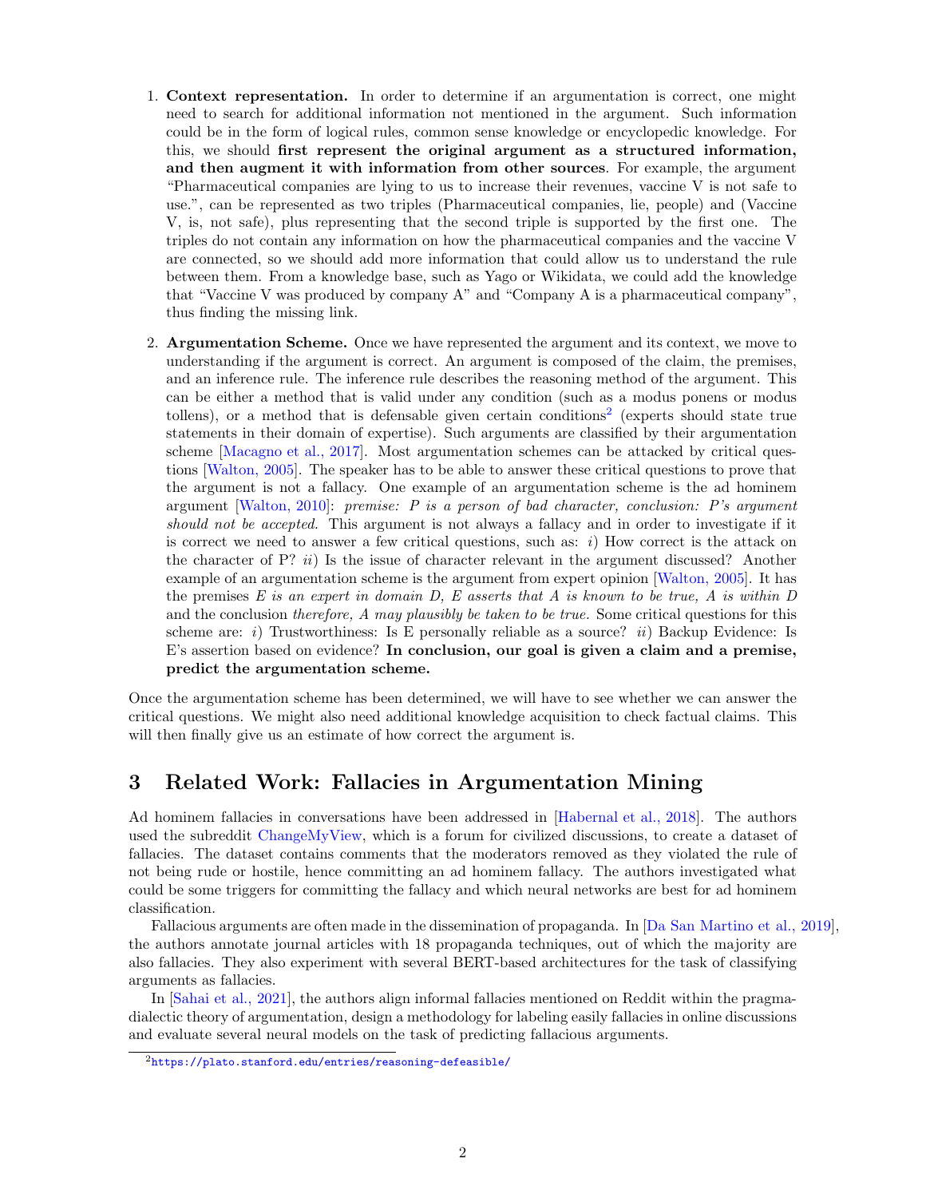1. **Context representation.** In order to determine if an argumentation is correct, one might need to search for additional information not mentioned in the argument. Such information could be in the form of logical rules, common sense knowledge or encyclopedic knowledge. For this, we should **first represent the original argument as a structured information, and then augment it with information from other sources**. For example, the argument "Pharmaceutical companies are lying to us to increase their revenues, vaccine V is not safe to use.", can be represented as two triples (Pharmaceutical companies, lie, people) and (Vaccine V, is, not safe), plus representing that the second triple is supported by the first one. The triples do not contain any information on how the pharmaceutical companies and the vaccine V are connected, so we should add more information that could allow us to understand the rule between them. From a knowledge base, such as Yago or Wikidata, we could add the knowledge that "Vaccine V was produced by company A" and "Company A is a pharmaceutical company", thus finding the missing link.

2. **Argumentation Scheme.** Once we have represented the argument and its context, we move to understanding if the argument is correct. An argument is composed of the claim, the premises, and an inference rule. The inference rule describes the reasoning method of the argument. This can be either a method that is valid under any condition (such as a modus ponens or modus tollens), or a method that is defensable given certain conditions[2] (experts should state true statements in their domain of expertise). Such arguments are classified by their argumentation scheme [Macagno et al., 2017]. Most argumentation schemes can be attacked by critical questions [Walton, 2005]. The speaker has to be able to answer these critical questions to prove that the argument is not a fallacy. One example of an argumentation scheme is the ad hominem argument [Walton, 2010]: *premise: P is a person of bad character, conclusion: P's argument should not be accepted.* This argument is not always a fallacy and in order to investigate if it is correct we need to answer a few critical questions, such as: *i)* How correct is the attack on the character of P? *ii)* Is the issue of character relevant in the argument discussed? Another example of an argumentation scheme is the argument from expert opinion [Walton, 2005]. It has the premises *E is an expert in domain D, E asserts that A is known to be true, A is within D* and the conclusion *therefore, A may plausibly be taken to be true.* Some critical questions for this scheme are: *i)* Trustworthiness: Is E personally reliable as a source? *ii)* Backup Evidence: Is E's assertion based on evidence? **In conclusion, our goal is given a claim and a premise, predict the argumentation scheme.**

Once the argumentation scheme has been determined, we will have to see whether we can answer the critical questions. We might also need additional knowledge acquisition to check factual claims. This will then finally give us an estimate of how correct the argument is.

# 3 Related Work: Fallacies in Argumentation Mining

Ad hominem fallacies in conversations have been addressed in [Habernal et al., 2018]. The authors used the subreddit ChangeMyView, which is a forum for civilized discussions, to create a dataset of fallacies. The dataset contains comments that the moderators removed as they violated the rule of not being rude or hostile, hence committing an ad hominem fallacy. The authors investigated what could be some triggers for committing the fallacy and which neural networks are best for ad hominem classification.

Fallacious arguments are often made in the dissemination of propaganda. In [Da San Martino et al., 2019], the authors annotate journal articles with 18 propaganda techniques, out of which the majority are also fallacies. They also experiment with several BERT-based architectures for the task of classifying arguments as fallacies.

In [Sahai et al., 2021], the authors align informal fallacies mentioned on Reddit within the pragma-dialectic theory of argumentation, design a methodology for labeling easily fallacies in online discussions and evaluate several neural models on the task of predicting fallacious arguments.

[2] https://plato.stanford.edu/entries/reasoning-defeasible/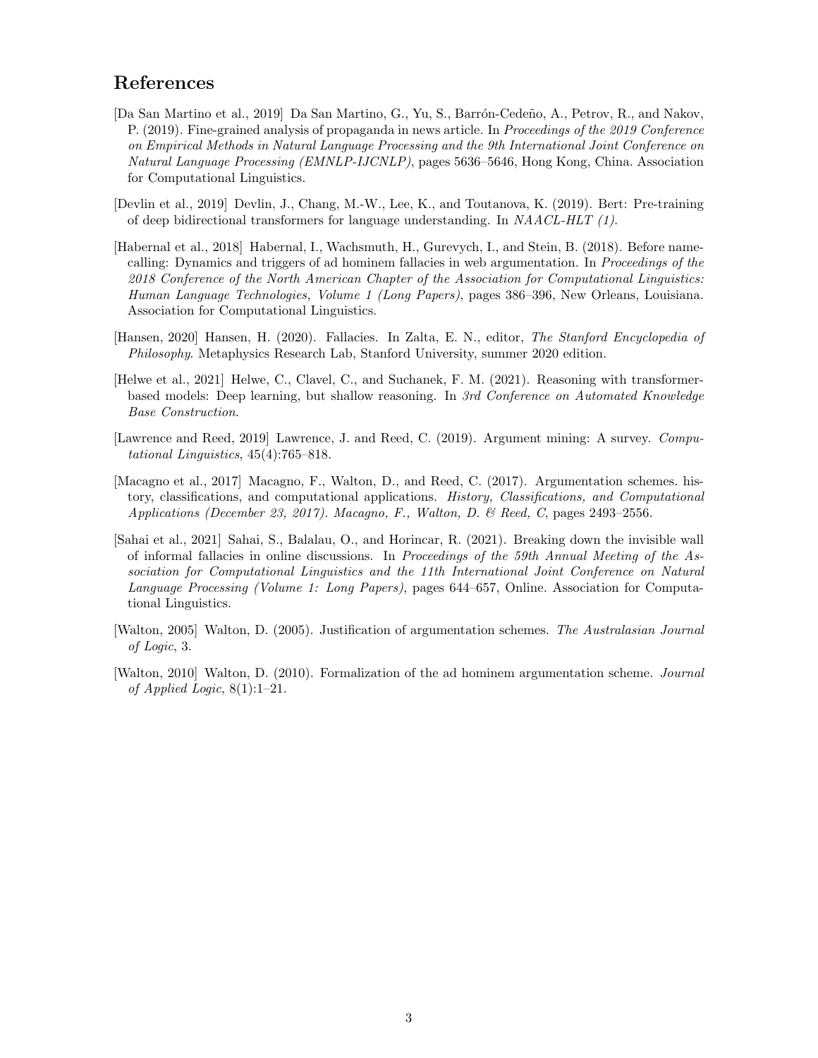## References

[Da San Martino et al., 2019] Da San Martino, G., Yu, S., Barrón-Cedeño, A., Petrov, R., and Nakov, P. (2019). Fine-grained analysis of propaganda in news article. In *Proceedings of the 2019 Conference on Empirical Methods in Natural Language Processing and the 9th International Joint Conference on Natural Language Processing (EMNLP-IJCNLP)*, pages 5636–5646, Hong Kong, China. Association for Computational Linguistics.

[Devlin et al., 2019] Devlin, J., Chang, M.-W., Lee, K., and Toutanova, K. (2019). Bert: Pre-training of deep bidirectional transformers for language understanding. In *NAACL-HLT (1)*.

[Habernal et al., 2018] Habernal, I., Wachsmuth, H., Gurevych, I., and Stein, B. (2018). Before name-calling: Dynamics and triggers of ad hominem fallacies in web argumentation. In *Proceedings of the 2018 Conference of the North American Chapter of the Association for Computational Linguistics: Human Language Technologies, Volume 1 (Long Papers)*, pages 386–396, New Orleans, Louisiana. Association for Computational Linguistics.

[Hansen, 2020] Hansen, H. (2020). Fallacies. In Zalta, E. N., editor, *The Stanford Encyclopedia of Philosophy*. Metaphysics Research Lab, Stanford University, summer 2020 edition.

[Helwe et al., 2021] Helwe, C., Clavel, C., and Suchanek, F. M. (2021). Reasoning with transformer-based models: Deep learning, but shallow reasoning. In *3rd Conference on Automated Knowledge Base Construction*.

[Lawrence and Reed, 2019] Lawrence, J. and Reed, C. (2019). Argument mining: A survey. *Computational Linguistics*, 45(4):765–818.

[Macagno et al., 2017] Macagno, F., Walton, D., and Reed, C. (2017). Argumentation schemes. history, classifications, and computational applications. *History, Classifications, and Computational Applications (December 23, 2017). Macagno, F., Walton, D. & Reed, C*, pages 2493–2556.

[Sahai et al., 2021] Sahai, S., Balalau, O., and Horincar, R. (2021). Breaking down the invisible wall of informal fallacies in online discussions. In *Proceedings of the 59th Annual Meeting of the Association for Computational Linguistics and the 11th International Joint Conference on Natural Language Processing (Volume 1: Long Papers)*, pages 644–657, Online. Association for Computational Linguistics.

[Walton, 2005] Walton, D. (2005). Justification of argumentation schemes. *The Australasian Journal of Logic*, 3.

[Walton, 2010] Walton, D. (2010). Formalization of the ad hominem argumentation scheme. *Journal of Applied Logic*, 8(1):1–21.